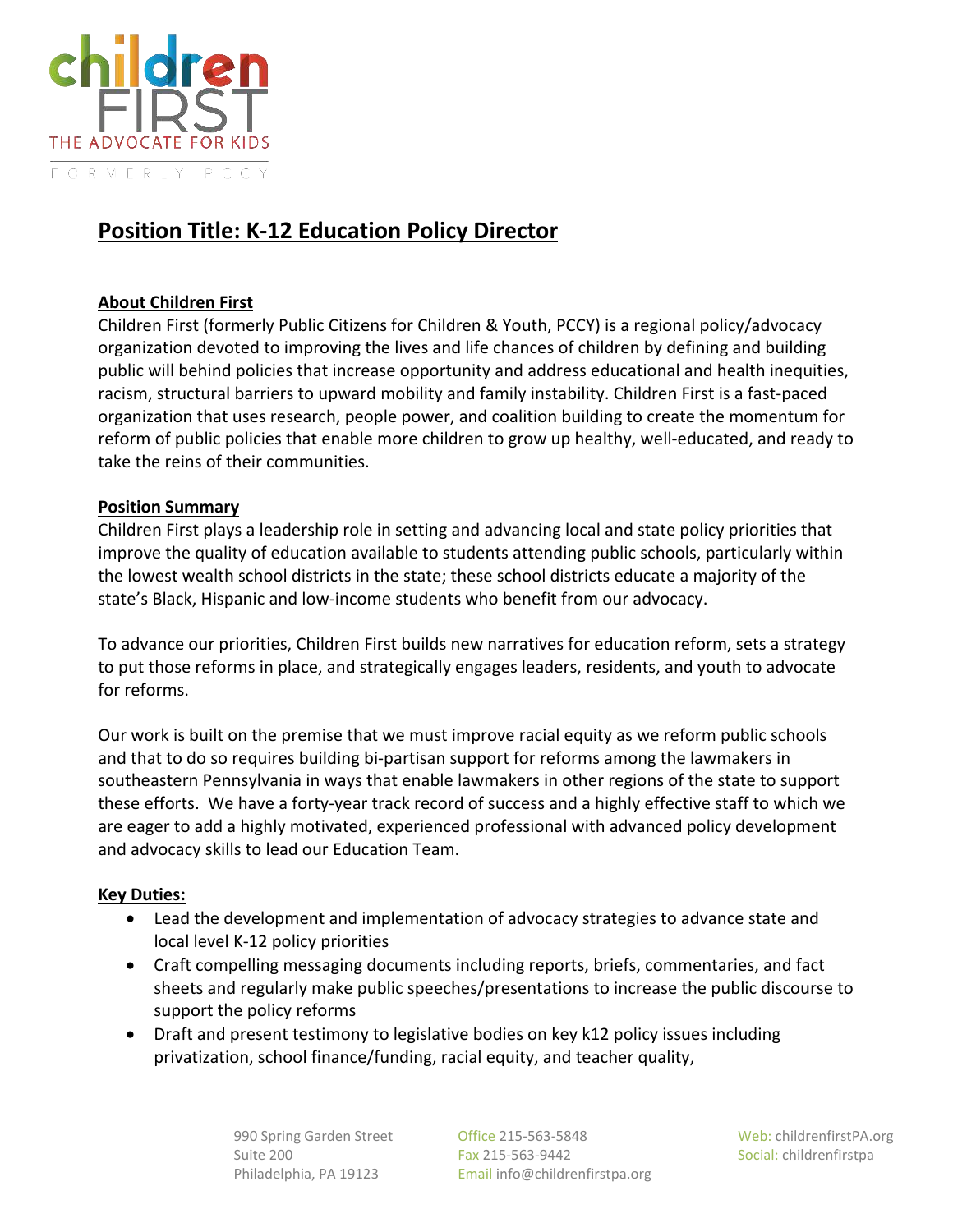children FIRST
THE ADVOCATE FOR KIDS
FORMERLY PCCY

# Position Title: K-12 Education Policy Director

## About Children First

Children First (formerly Public Citizens for Children & Youth, PCCY) is a regional policy/advocacy organization devoted to improving the lives and life chances of children by defining and building public will behind policies that increase opportunity and address educational and health inequities, racism, structural barriers to upward mobility and family instability. Children First is a fast-paced organization that uses research, people power, and coalition building to create the momentum for reform of public policies that enable more children to grow up healthy, well-educated, and ready to take the reins of their communities.

## Position Summary

Children First plays a leadership role in setting and advancing local and state policy priorities that improve the quality of education available to students attending public schools, particularly within the lowest wealth school districts in the state; these school districts educate a majority of the state's Black, Hispanic and low-income students who benefit from our advocacy.

To advance our priorities, Children First builds new narratives for education reform, sets a strategy to put those reforms in place, and strategically engages leaders, residents, and youth to advocate for reforms.

Our work is built on the premise that we must improve racial equity as we reform public schools and that to do so requires building bi-partisan support for reforms among the lawmakers in southeastern Pennsylvania in ways that enable lawmakers in other regions of the state to support these efforts. We have a forty-year track record of success and a highly effective staff to which we are eager to add a highly motivated, experienced professional with advanced policy development and advocacy skills to lead our Education Team.

## Key Duties:

- Lead the development and implementation of advocacy strategies to advance state and local level K-12 policy priorities
- Craft compelling messaging documents including reports, briefs, commentaries, and fact sheets and regularly make public speeches/presentations to increase the public discourse to support the policy reforms
- Draft and present testimony to legislative bodies on key k12 policy issues including privatization, school finance/funding, racial equity, and teacher quality,

990 Spring Garden Street
Suite 200
Philadelphia, PA 19123

Office 215-563-5848
Fax 215-563-9442
Email info@childrenfirstpa.org

Web: childrenfirstPA.org
Social: childrenfirstpa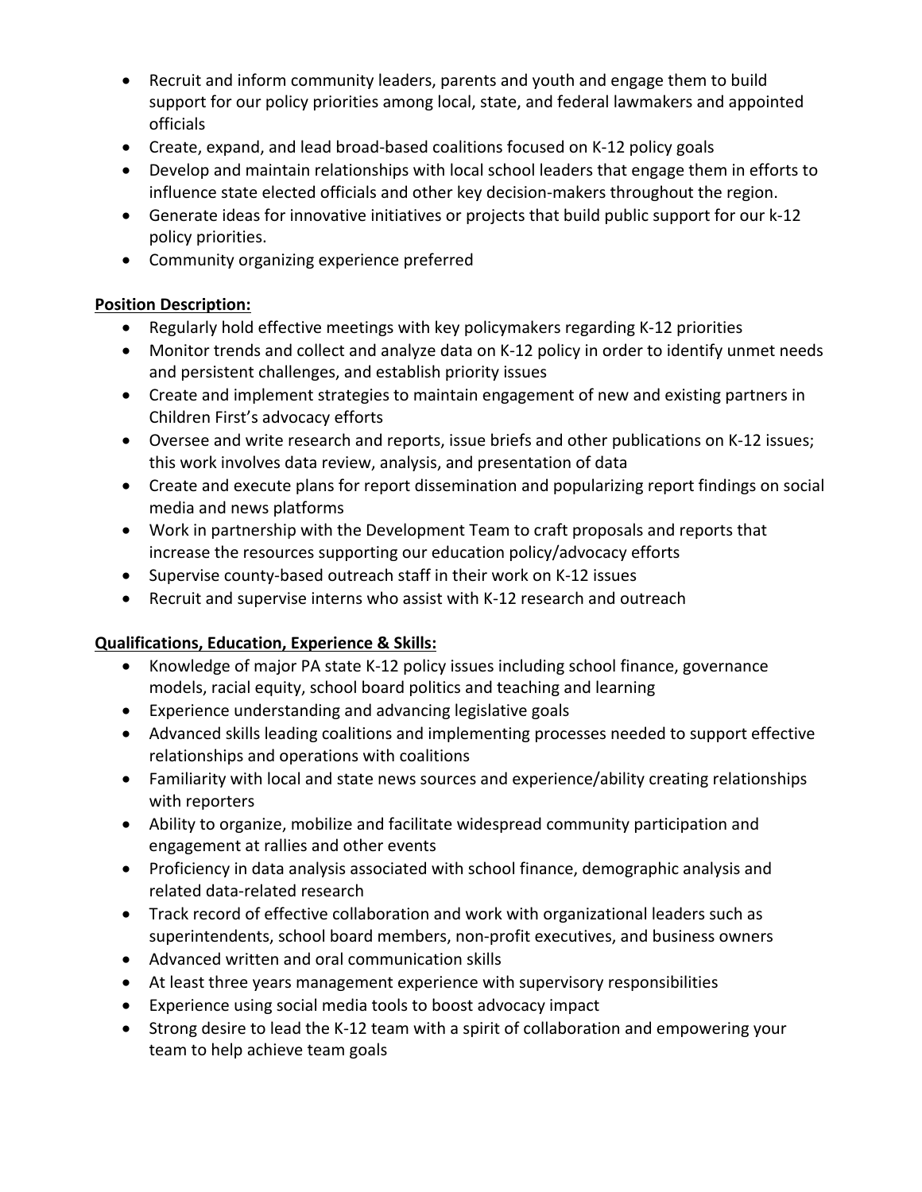- Recruit and inform community leaders, parents and youth and engage them to build support for our policy priorities among local, state, and federal lawmakers and appointed officials
- Create, expand, and lead broad-based coalitions focused on K-12 policy goals
- Develop and maintain relationships with local school leaders that engage them in efforts to influence state elected officials and other key decision-makers throughout the region.
- Generate ideas for innovative initiatives or projects that build public support for our k-12 policy priorities.
- Community organizing experience preferred

**Position Description:**

- Regularly hold effective meetings with key policymakers regarding K-12 priorities
- Monitor trends and collect and analyze data on K-12 policy in order to identify unmet needs and persistent challenges, and establish priority issues
- Create and implement strategies to maintain engagement of new and existing partners in Children First's advocacy efforts
- Oversee and write research and reports, issue briefs and other publications on K-12 issues; this work involves data review, analysis, and presentation of data
- Create and execute plans for report dissemination and popularizing report findings on social media and news platforms
- Work in partnership with the Development Team to craft proposals and reports that increase the resources supporting our education policy/advocacy efforts
- Supervise county-based outreach staff in their work on K-12 issues
- Recruit and supervise interns who assist with K-12 research and outreach

**Qualifications, Education, Experience & Skills:**

- Knowledge of major PA state K-12 policy issues including school finance, governance models, racial equity, school board politics and teaching and learning
- Experience understanding and advancing legislative goals
- Advanced skills leading coalitions and implementing processes needed to support effective relationships and operations with coalitions
- Familiarity with local and state news sources and experience/ability creating relationships with reporters
- Ability to organize, mobilize and facilitate widespread community participation and engagement at rallies and other events
- Proficiency in data analysis associated with school finance, demographic analysis and related data-related research
- Track record of effective collaboration and work with organizational leaders such as superintendents, school board members, non-profit executives, and business owners
- Advanced written and oral communication skills
- At least three years management experience with supervisory responsibilities
- Experience using social media tools to boost advocacy impact
- Strong desire to lead the K-12 team with a spirit of collaboration and empowering your team to help achieve team goals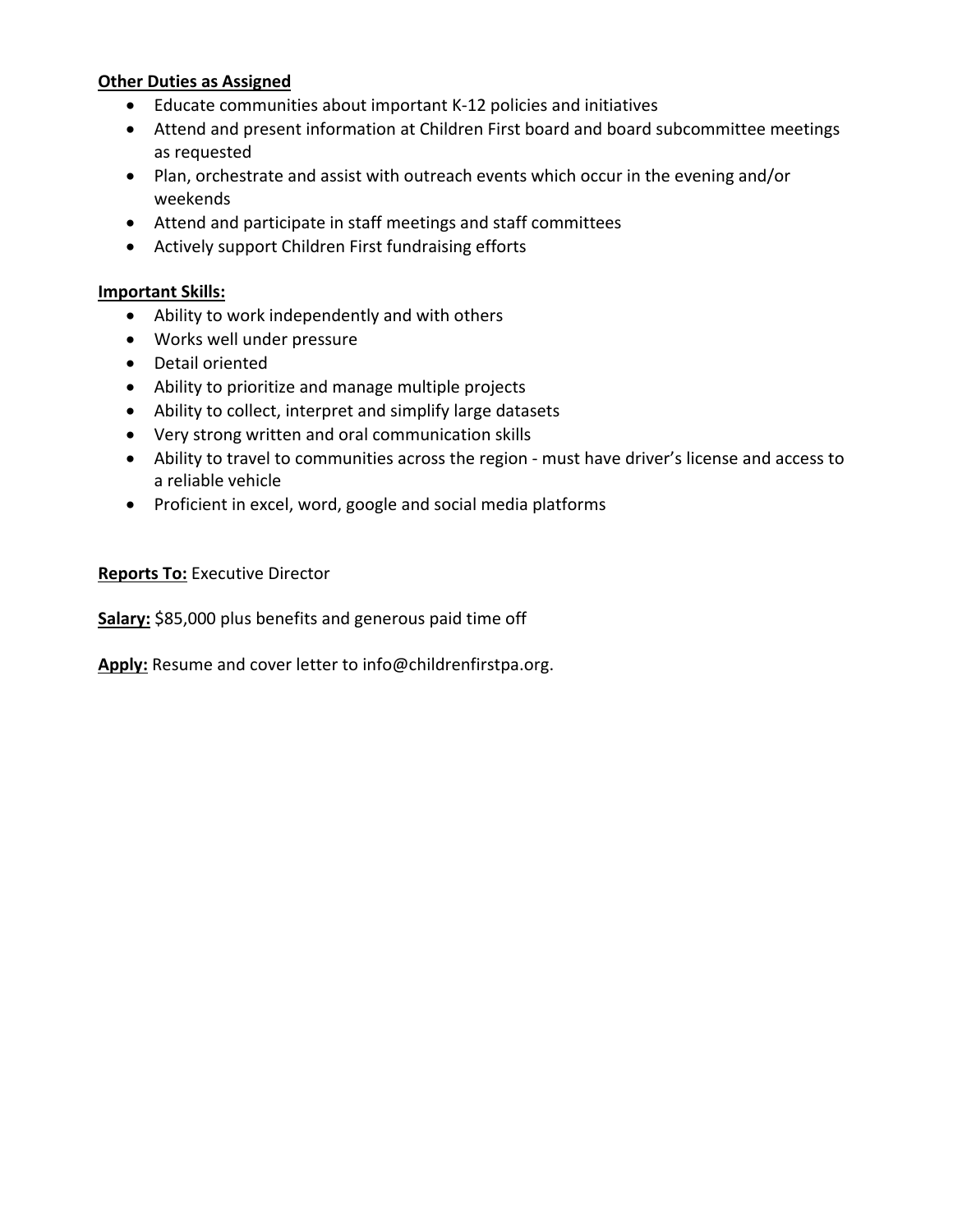**Other Duties as Assigned**

- Educate communities about important K-12 policies and initiatives
- Attend and present information at Children First board and board subcommittee meetings as requested
- Plan, orchestrate and assist with outreach events which occur in the evening and/or weekends
- Attend and participate in staff meetings and staff committees
- Actively support Children First fundraising efforts

**Important Skills:**

- Ability to work independently and with others
- Works well under pressure
- Detail oriented
- Ability to prioritize and manage multiple projects
- Ability to collect, interpret and simplify large datasets
- Very strong written and oral communication skills
- Ability to travel to communities across the region - must have driver's license and access to a reliable vehicle
- Proficient in excel, word, google and social media platforms

**Reports To:** Executive Director

**Salary:** $85,000 plus benefits and generous paid time off

**Apply:** Resume and cover letter to info@childrenfirstpa.org.